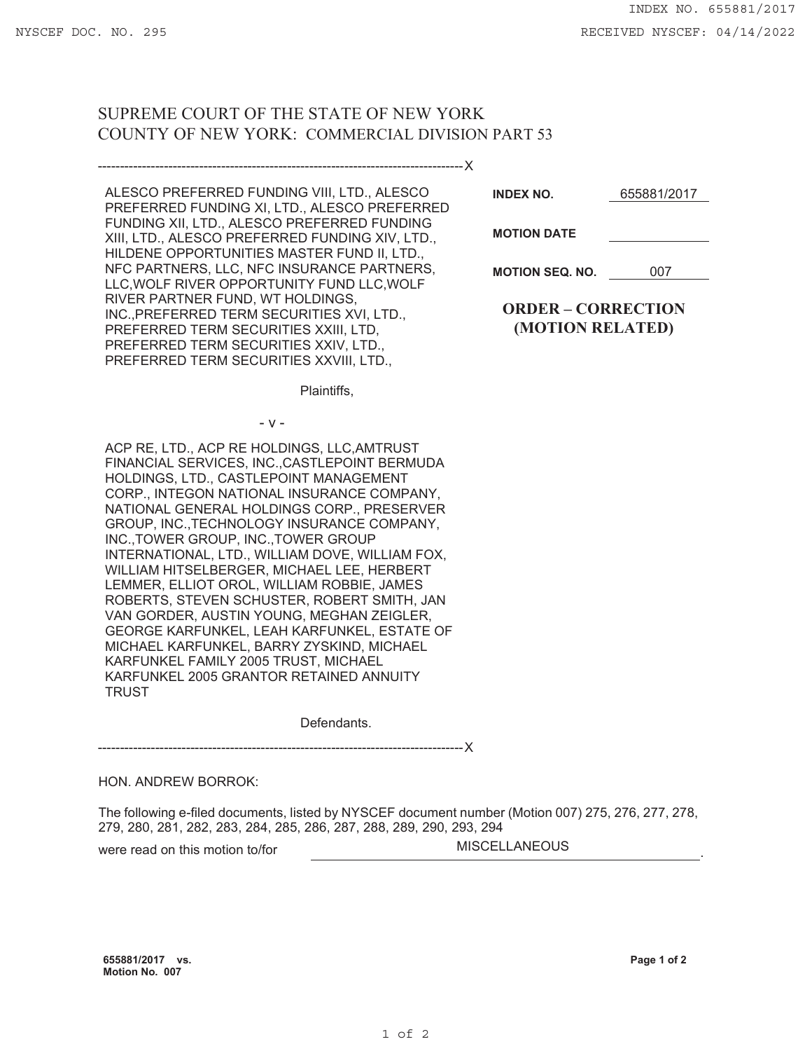SUPREME COURT OF THE STATE OF NEW YORK
COUNTY OF NEW YORK: COMMERCIAL DIVISION PART 53

---

ALESCO PREFERRED FUNDING VIII, LTD., ALESCO PREFERRED FUNDING XI, LTD., ALESCO PREFERRED FUNDING XII, LTD., ALESCO PREFERRED FUNDING XIII, LTD., ALESCO PREFERRED FUNDING XIV, LTD., HILDENE OPPORTUNITIES MASTER FUND II, LTD., NFC PARTNERS, LLC, NFC INSURANCE PARTNERS, LLC,WOLF RIVER OPPORTUNITY FUND LLC,WOLF RIVER PARTNER FUND, WT HOLDINGS, INC.,PREFERRED TERM SECURITIES XVI, LTD., PREFERRED TERM SECURITIES XXIII, LTD, PREFERRED TERM SECURITIES XXIV, LTD., PREFERRED TERM SECURITIES XXVIII, LTD.,

Plaintiffs,

\- v -

ACP RE, LTD., ACP RE HOLDINGS, LLC,AMTRUST FINANCIAL SERVICES, INC.,CASTLEPOINT BERMUDA HOLDINGS, LTD., CASTLEPOINT MANAGEMENT CORP., INTEGON NATIONAL INSURANCE COMPANY, NATIONAL GENERAL HOLDINGS CORP., PRESERVER GROUP, INC.,TECHNOLOGY INSURANCE COMPANY, INC.,TOWER GROUP, INC.,TOWER GROUP INTERNATIONAL, LTD., WILLIAM DOVE, WILLIAM FOX, WILLIAM HITSELBERGER, MICHAEL LEE, HERBERT LEMMER, ELLIOT OROL, WILLIAM ROBBIE, JAMES ROBERTS, STEVEN SCHUSTER, ROBERT SMITH, JAN VAN GORDER, AUSTIN YOUNG, MEGHAN ZEIGLER, GEORGE KARFUNKEL, LEAH KARFUNKEL, ESTATE OF MICHAEL KARFUNKEL, BARRY ZYSKIND, MICHAEL KARFUNKEL FAMILY 2005 TRUST, MICHAEL KARFUNKEL 2005 GRANTOR RETAINED ANNUITY TRUST

Defendants.

---

**INDEX NO.** 655881/2017

**MOTION DATE** 

**MOTION SEQ. NO.** 007

**ORDER – CORRECTION (MOTION RELATED)**

HON. ANDREW BORROK:

The following e-filed documents, listed by NYSCEF document number (Motion 007) 275, 276, 277, 278, 279, 280, 281, 282, 283, 284, 285, 286, 287, 288, 289, 290, 293, 294

were read on this motion to/for MISCELLANEOUS.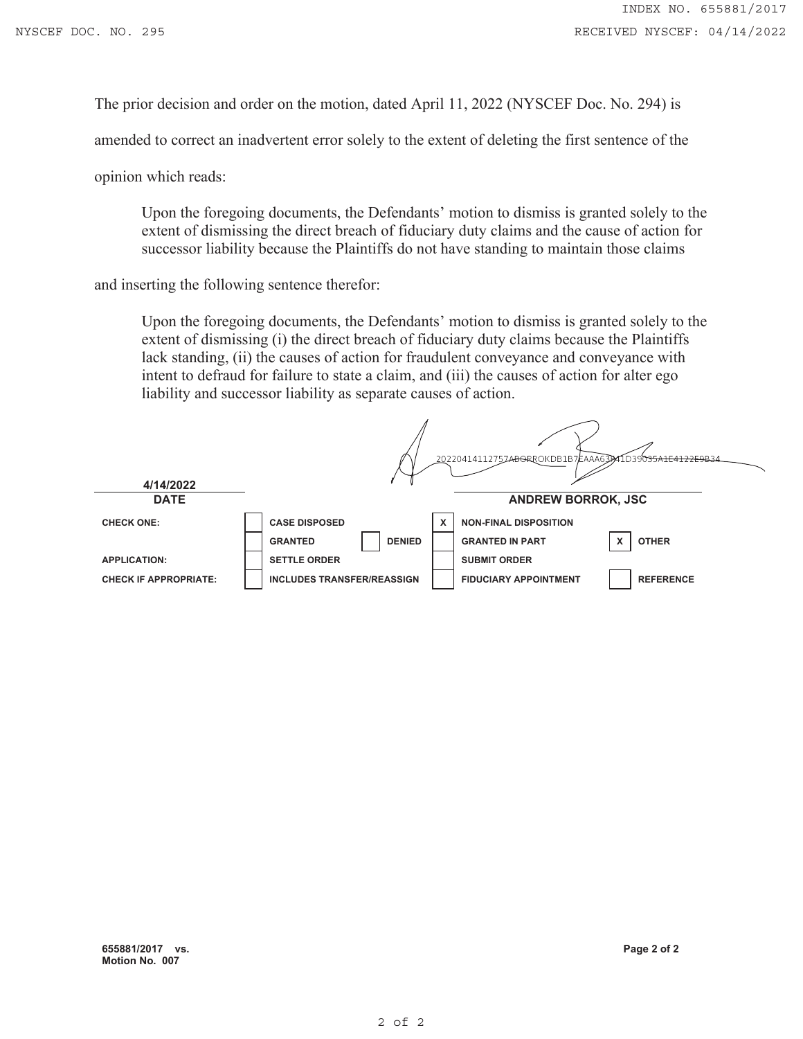The prior decision and order on the motion, dated April 11, 2022 (NYSCEF Doc. No. 294) is amended to correct an inadvertent error solely to the extent of deleting the first sentence of the opinion which reads:

> Upon the foregoing documents, the Defendants' motion to dismiss is granted solely to the extent of dismissing the direct breach of fiduciary duty claims and the cause of action for successor liability because the Plaintiffs do not have standing to maintain those claims

and inserting the following sentence therefor:

> Upon the foregoing documents, the Defendants' motion to dismiss is granted solely to the extent of dismissing (i) the direct breach of fiduciary duty claims because the Plaintiffs lack standing, (ii) the causes of action for fraudulent conveyance and conveyance with intent to defraud for failure to state a claim, and (iii) the causes of action for alter ego liability and successor liability as separate causes of action.

20220414112757ABORROKDB1B7EAAA63B41D39035A1E4122E9B34

**4/14/2022**
**DATE**

**ANDREW BORROK, JSC**

| | | | | | | | |
|---|---|---|---|---|---|---|---|
| **CHECK ONE:** | | **CASE DISPOSED** | | X | **NON-FINAL DISPOSITION** | | |
| | | **GRANTED** | | **DENIED** | | **GRANTED IN PART** | X **OTHER** |
| **APPLICATION:** | | **SETTLE ORDER** | | | **SUBMIT ORDER** | | |
| **CHECK IF APPROPRIATE:** | | **INCLUDES TRANSFER/REASSIGN** | | | **FIDUCIARY APPOINTMENT** | | **REFERENCE** |

**655881/2017 vs.**
**Motion No. 007**